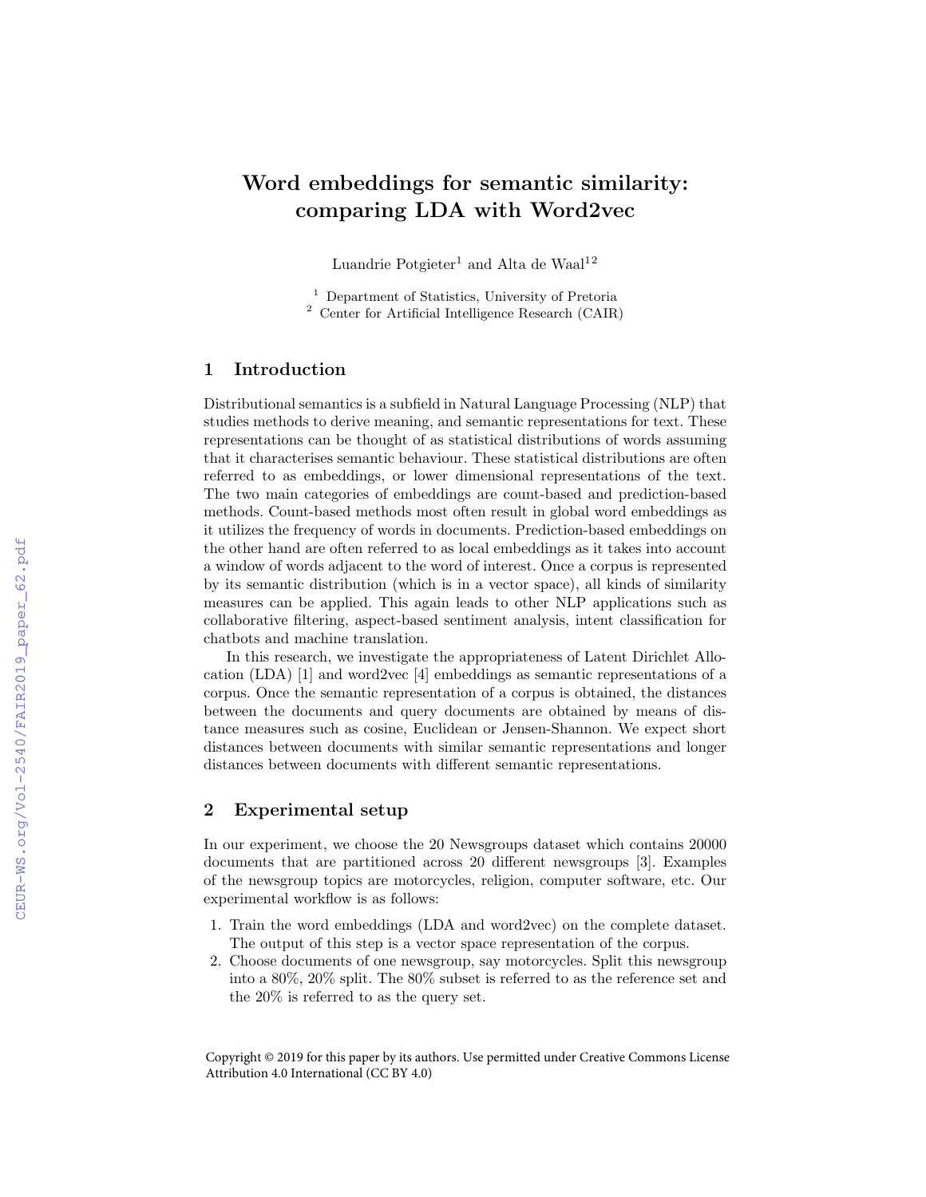# Word embeddings for semantic similarity: comparing LDA with Word2vec

Luandrie Potgieter[1] and Alta de Waal[1,2]

[1] Department of Statistics, University of Pretoria
[2] Center for Artificial Intelligence Research (CAIR)

## 1 Introduction

Distributional semantics is a subfield in Natural Language Processing (NLP) that studies methods to derive meaning, and semantic representations for text. These representations can be thought of as statistical distributions of words assuming that it characterises semantic behaviour. These statistical distributions are often referred to as embeddings, or lower dimensional representations of the text. The two main categories of embeddings are count-based and prediction-based methods. Count-based methods most often result in global word embeddings as it utilizes the frequency of words in documents. Prediction-based embeddings on the other hand are often referred to as local embeddings as it takes into account a window of words adjacent to the word of interest. Once a corpus is represented by its semantic distribution (which is in a vector space), all kinds of similarity measures can be applied. This again leads to other NLP applications such as collaborative filtering, aspect-based sentiment analysis, intent classification for chatbots and machine translation.

In this research, we investigate the appropriateness of Latent Dirichlet Allocation (LDA) [1] and word2vec [4] embeddings as semantic representations of a corpus. Once the semantic representation of a corpus is obtained, the distances between the documents and query documents are obtained by means of distance measures such as cosine, Euclidean or Jensen-Shannon. We expect short distances between documents with similar semantic representations and longer distances between documents with different semantic representations.

## 2 Experimental setup

In our experiment, we choose the 20 Newsgroups dataset which contains 20000 documents that are partitioned across 20 different newsgroups [3]. Examples of the newsgroup topics are motorcycles, religion, computer software, etc. Our experimental workflow is as follows:

1. Train the word embeddings (LDA and word2vec) on the complete dataset. The output of this step is a vector space representation of the corpus.
2. Choose documents of one newsgroup, say motorcycles. Split this newsgroup into a 80%, 20% split. The 80% subset is referred to as the reference set and the 20% is referred to as the query set.

Copyright © 2019 for this paper by its authors. Use permitted under Creative Commons License Attribution 4.0 International (CC BY 4.0)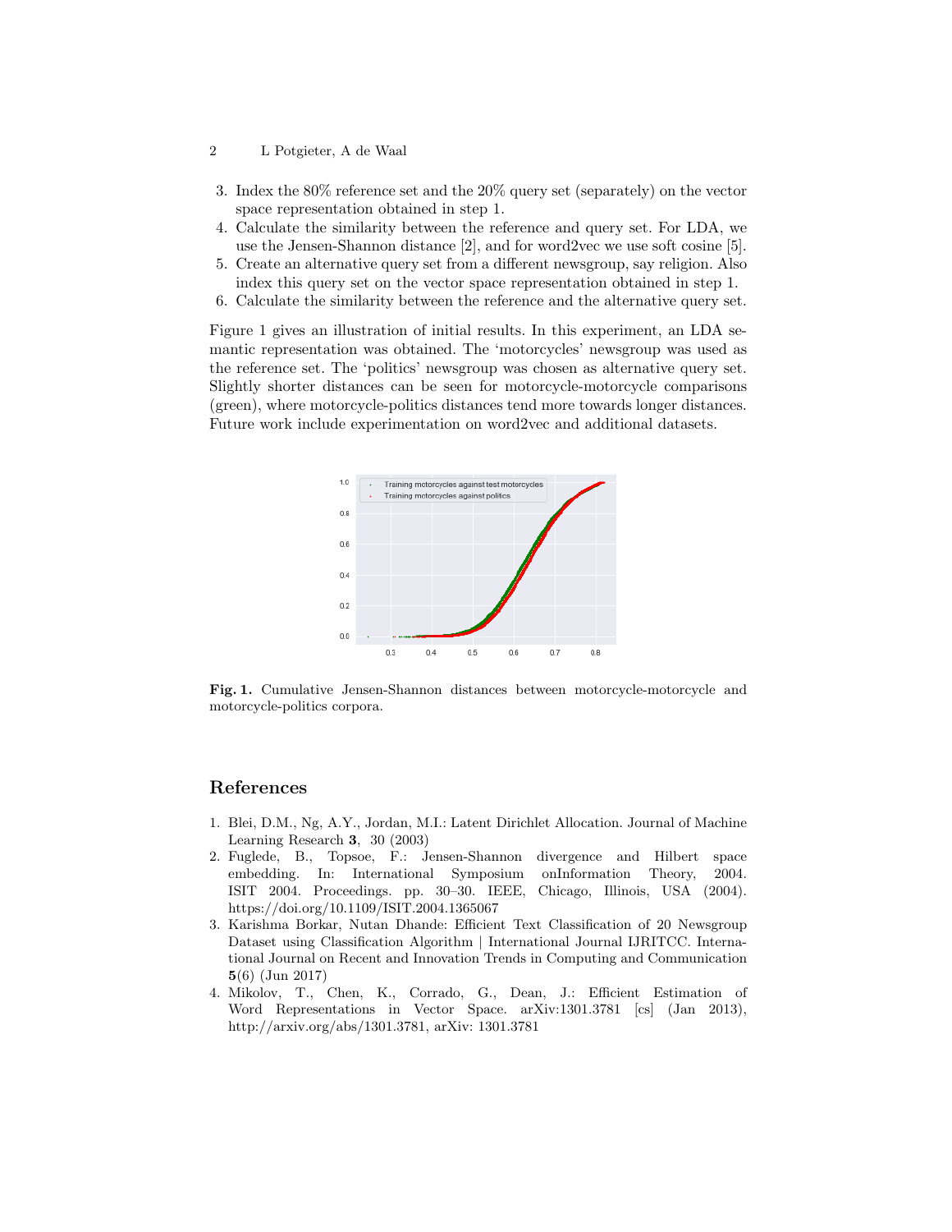3. Index the 80% reference set and the 20% query set (separately) on the vector space representation obtained in step 1.
4. Calculate the similarity between the reference and query set. For LDA, we use the Jensen-Shannon distance [2], and for word2vec we use soft cosine [5].
5. Create an alternative query set from a different newsgroup, say religion. Also index this query set on the vector space representation obtained in step 1.
6. Calculate the similarity between the reference and the alternative query set.

Figure 1 gives an illustration of initial results. In this experiment, an LDA semantic representation was obtained. The 'motorcycles' newsgroup was used as the reference set. The 'politics' newsgroup was chosen as alternative query set. Slightly shorter distances can be seen for motorcycle-motorcycle comparisons (green), where motorcycle-politics distances tend more towards longer distances. Future work include experimentation on word2vec and additional datasets.

**Fig. 1.** Cumulative Jensen-Shannon distances between motorcycle-motorcycle and motorcycle-politics corpora.

## References

1. Blei, D.M., Ng, A.Y., Jordan, M.I.: Latent Dirichlet Allocation. Journal of Machine Learning Research **3**, 30 (2003)
2. Fuglede, B., Topsoe, F.: Jensen-Shannon divergence and Hilbert space embedding. In: International Symposium onInformation Theory, 2004. ISIT 2004. Proceedings. pp. 30–30. IEEE, Chicago, Illinois, USA (2004). https://doi.org/10.1109/ISIT.2004.1365067
3. Karishma Borkar, Nutan Dhande: Efficient Text Classification of 20 Newsgroup Dataset using Classification Algorithm | International Journal IJRITCC. International Journal on Recent and Innovation Trends in Computing and Communication **5**(6) (Jun 2017)
4. Mikolov, T., Chen, K., Corrado, G., Dean, J.: Efficient Estimation of Word Representations in Vector Space. arXiv:1301.3781 [cs] (Jan 2013), http://arxiv.org/abs/1301.3781, arXiv: 1301.3781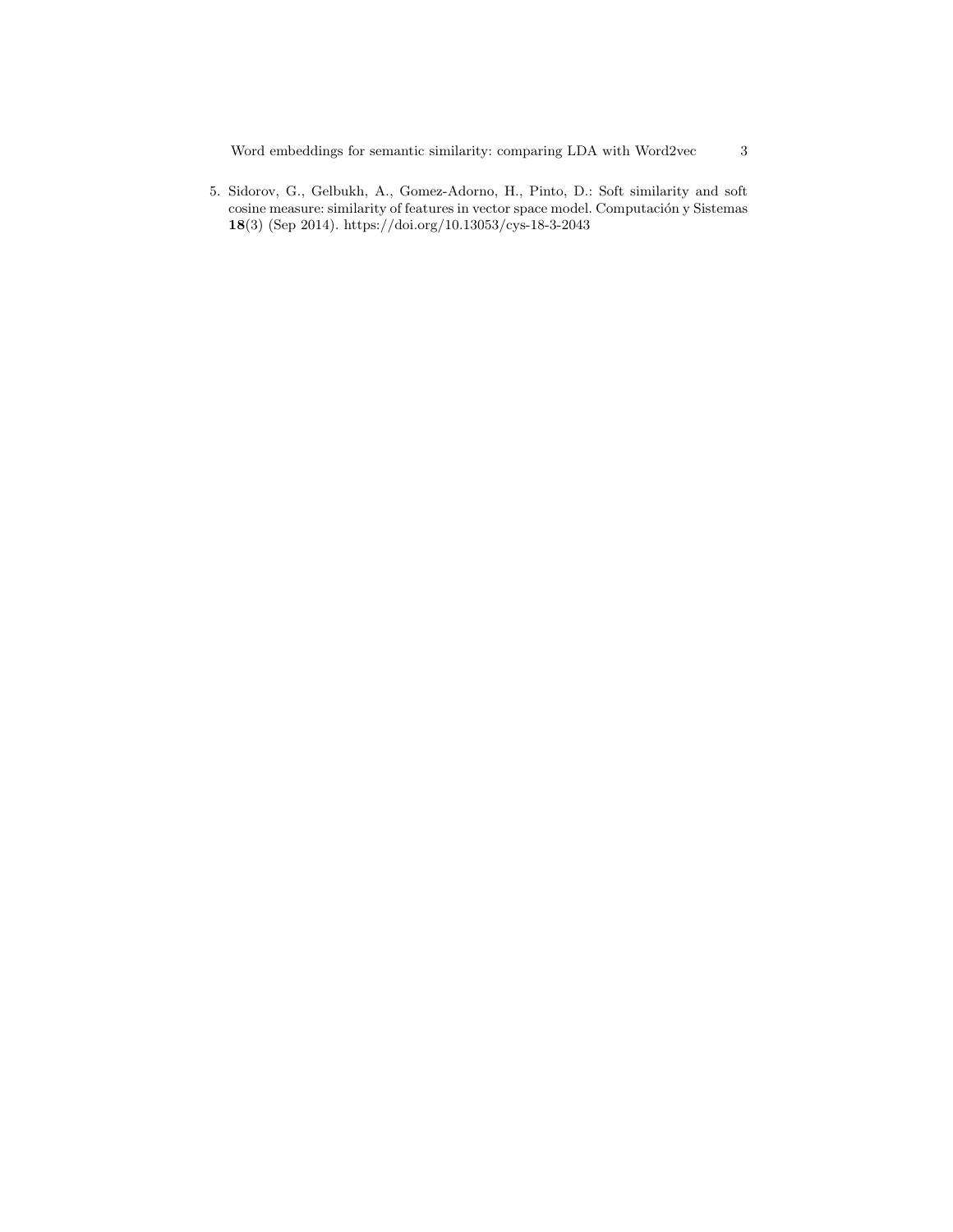5. Sidorov, G., Gelbukh, A., Gomez-Adorno, H., Pinto, D.: Soft similarity and soft cosine measure: similarity of features in vector space model. Computación y Sistemas **18**(3) (Sep 2014). https://doi.org/10.13053/cys-18-3-2043